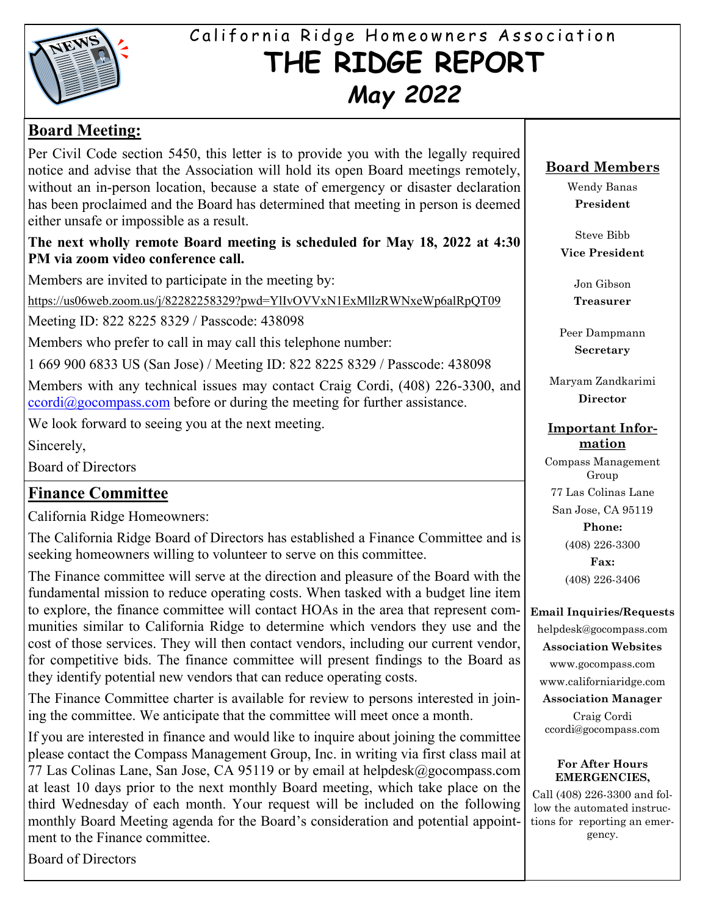California Ridge Homeowners Association

# THE RIDGE REPORT

## May 2022

## Board Meeting:

Per Civil Code section 5450, this letter is to provide you with the legally required notice and advise that the Association will hold its open Board meetings remotely, without an in-person location, because a state of emergency or disaster declaration has been proclaimed and the Board has determined that meeting in person is deemed either unsafe or impossible as a result.

**The next wholly remote Board meeting is scheduled for May 18, 2022 at 4:30 PM via zoom video conference call.**

Members are invited to participate in the meeting by:

https://us06web.zoom.us/j/82282258329?pwd=YlIvOVVxN1ExMllzRWNxeWp6alRpQT09

Meeting ID: 822 8225 8329 / Passcode: 438098

Members who prefer to call in may call this telephone number:

1 669 900 6833 US (San Jose) / Meeting ID: 822 8225 8329 / Passcode: 438098

Members with any technical issues may contact Craig Cordi, (408) 226-3300, and ccordi@gocompass.com before or during the meeting for further assistance.

We look forward to seeing you at the next meeting.

Sincerely,

Board of Directors

## Finance Committee

California Ridge Homeowners:

The California Ridge Board of Directors has established a Finance Committee and is seeking homeowners willing to volunteer to serve on this committee.

The Finance committee will serve at the direction and pleasure of the Board with the fundamental mission to reduce operating costs. When tasked with a budget line item to explore, the finance committee will contact HOAs in the area that represent communities similar to California Ridge to determine which vendors they use and the cost of those services. They will then contact vendors, including our current vendor, for competitive bids. The finance committee will present findings to the Board as they identify potential new vendors that can reduce operating costs.

The Finance Committee charter is available for review to persons interested in joining the committee. We anticipate that the committee will meet once a month.

If you are interested in finance and would like to inquire about joining the committee please contact the Compass Management Group, Inc. in writing via first class mail at 77 Las Colinas Lane, San Jose, CA 95119 or by email at helpdesk@gocompass.com at least 10 days prior to the next monthly Board meeting, which take place on the third Wednesday of each month. Your request will be included on the following monthly Board Meeting agenda for the Board's consideration and potential appointment to the Finance committee.

Board of Directors

## Board Members

Wendy Banas
**President**

Steve Bibb
**Vice President**

Jon Gibson
**Treasurer**

Peer Dampmann
**Secretary**

Maryam Zandkarimi
**Director**

## Important Information

Compass Management Group
77 Las Colinas Lane
San Jose, CA 95119

**Phone:**
(408) 226-3300

**Fax:**
(408) 226-3406

**Email Inquiries/Requests**
helpdesk@gocompass.com

**Association Websites**
www.gocompass.com
www.californiaridge.com

**Association Manager**
Craig Cordi
ccordi@gocompass.com

**For After Hours EMERGENCIES,**

Call (408) 226-3300 and follow the automated instructions for reporting an emergency.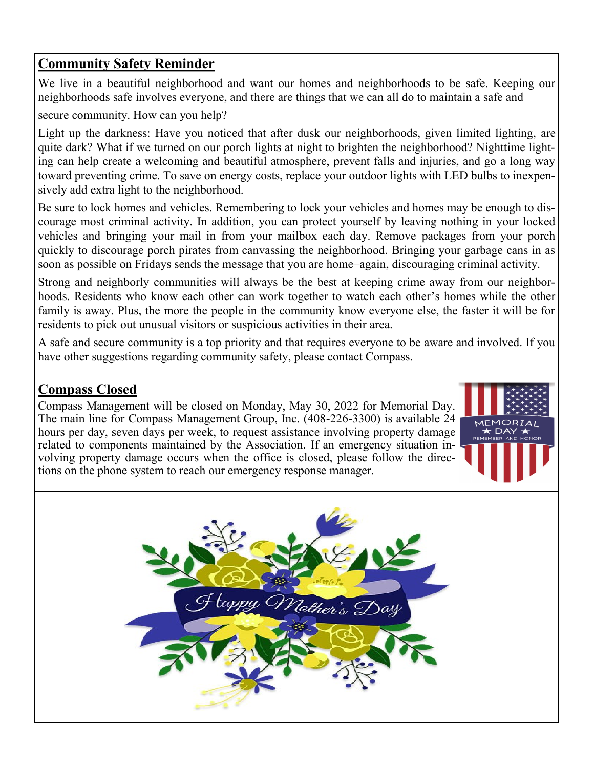## Community Safety Reminder

We live in a beautiful neighborhood and want our homes and neighborhoods to be safe. Keeping our neighborhoods safe involves everyone, and there are things that we can all do to maintain a safe and secure community. How can you help?

Light up the darkness: Have you noticed that after dusk our neighborhoods, given limited lighting, are quite dark? What if we turned on our porch lights at night to brighten the neighborhood? Nighttime lighting can help create a welcoming and beautiful atmosphere, prevent falls and injuries, and go a long way toward preventing crime. To save on energy costs, replace your outdoor lights with LED bulbs to inexpensively add extra light to the neighborhood.

Be sure to lock homes and vehicles. Remembering to lock your vehicles and homes may be enough to discourage most criminal activity. In addition, you can protect yourself by leaving nothing in your locked vehicles and bringing your mail in from your mailbox each day. Remove packages from your porch quickly to discourage porch pirates from canvassing the neighborhood. Bringing your garbage cans in as soon as possible on Fridays sends the message that you are home–again, discouraging criminal activity.

Strong and neighborly communities will always be the best at keeping crime away from our neighborhoods. Residents who know each other can work together to watch each other's homes while the other family is away. Plus, the more the people in the community know everyone else, the faster it will be for residents to pick out unusual visitors or suspicious activities in their area.

A safe and secure community is a top priority and that requires everyone to be aware and involved. If you have other suggestions regarding community safety, please contact Compass.

## Compass Closed

Compass Management will be closed on Monday, May 30, 2022 for Memorial Day. The main line for Compass Management Group, Inc. (408-226-3300) is available 24 hours per day, seven days per week, to request assistance involving property damage related to components maintained by the Association. If an emergency situation involving property damage occurs when the office is closed, please follow the directions on the phone system to reach our emergency response manager.